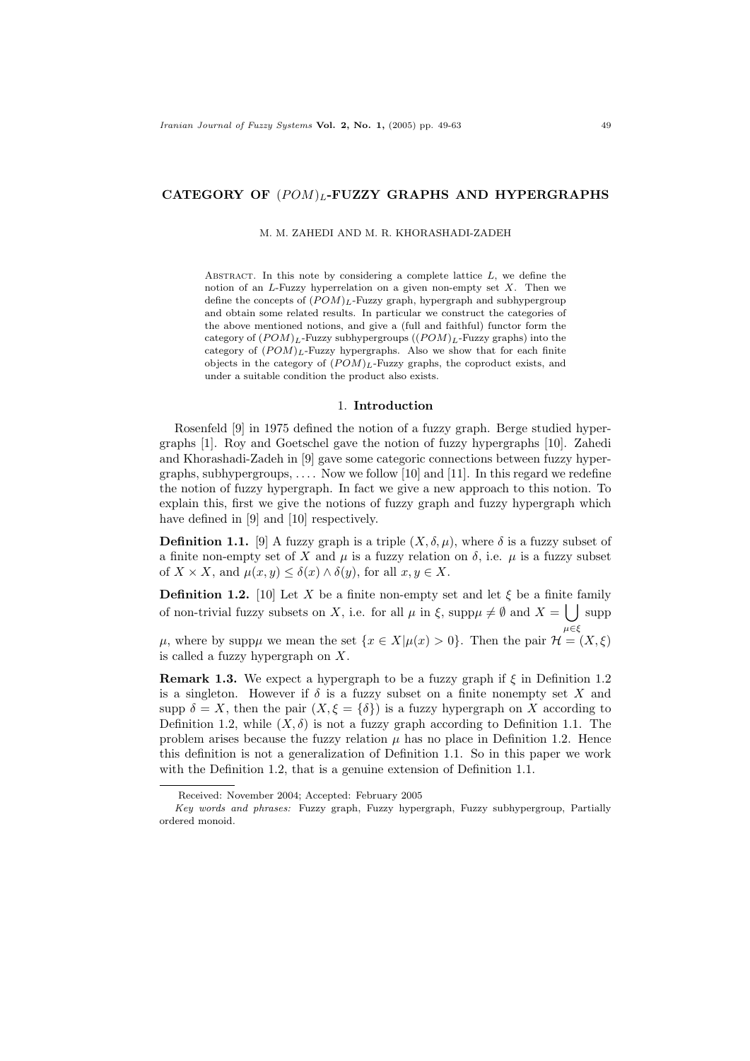# CATEGORY OF $(POM)_L$-FUZZY GRAPHS AND HYPERGRAPHS

M. M. ZAHEDI AND M. R. KHORASHADI-ZADEH

Abstract. In this note by considering a complete lattice $L$, we define the notion of an $L$-Fuzzy hyperrelation on a given non-empty set $X$. Then we define the concepts of $(POM)_L$-Fuzzy graph, hypergraph and subhypergroup and obtain some related results. In particular we construct the categories of the above mentioned notions, and give a (full and faithful) functor form the category of $(POM)_L$-Fuzzy subhypergroups ($(POM)_L$-Fuzzy graphs) into the category of $(POM)_L$-Fuzzy hypergraphs. Also we show that for each finite objects in the category of $(POM)_L$-Fuzzy graphs, the coproduct exists, and under a suitable condition the product also exists.

## 1. Introduction

Rosenfeld [9] in 1975 defined the notion of a fuzzy graph. Berge studied hypergraphs [1]. Roy and Goetschel gave the notion of fuzzy hypergraphs [10]. Zahedi and Khorashadi-Zadeh in [9] gave some categoric connections between fuzzy hypergraphs, subhypergroups, .... Now we follow [10] and [11]. In this regard we redefine the notion of fuzzy hypergraph. In fact we give a new approach to this notion. To explain this, first we give the notions of fuzzy graph and fuzzy hypergraph which have defined in [9] and [10] respectively.

**Definition 1.1.** [9] A fuzzy graph is a triple $(X, \delta, \mu)$, where $\delta$ is a fuzzy subset of a finite non-empty set of $X$ and $\mu$ is a fuzzy relation on $\delta$, i.e. $\mu$ is a fuzzy subset of $X \times X$, and $\mu(x, y) \leq \delta(x) \wedge \delta(y)$, for all $x, y \in X$.

**Definition 1.2.** [10] Let $X$ be a finite non-empty set and let $\xi$ be a finite family of non-trivial fuzzy subsets on $X$, i.e. for all $\mu$ in $\xi$, supp$\mu \neq \emptyset$ and $X = \bigcup_{\mu \in \xi}$ supp $\mu$, where by supp$\mu$ we mean the set $\{x \in X | \mu(x) > 0\}$. Then the pair $\mathcal{H} = (X, \xi)$ is called a fuzzy hypergraph on $X$.

**Remark 1.3.** We expect a hypergraph to be a fuzzy graph if $\xi$ in Definition 1.2 is a singleton. However if $\delta$ is a fuzzy subset on a finite nonempty set $X$ and supp $\delta = X$, then the pair $(X, \xi = \{\delta\})$ is a fuzzy hypergraph on $X$ according to Definition 1.2, while $(X, \delta)$ is not a fuzzy graph according to Definition 1.1. The problem arises because the fuzzy relation $\mu$ has no place in Definition 1.2. Hence this definition is not a generalization of Definition 1.1. So in this paper we work with the Definition 1.2, that is a genuine extension of Definition 1.1.

Received: November 2004; Accepted: February 2005

*Key words and phrases:* Fuzzy graph, Fuzzy hypergraph, Fuzzy subhypergroup, Partially ordered monoid.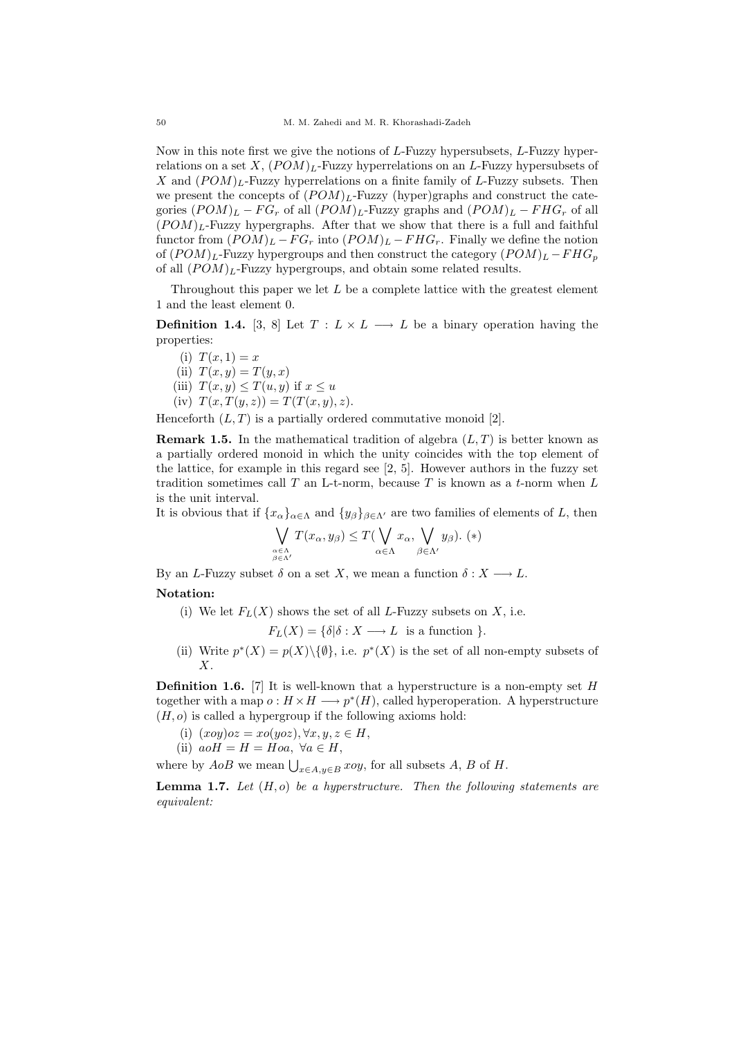Now in this note first we give the notions of $L$-Fuzzy hypersubsets, $L$-Fuzzy hyperrelations on a set $X$, $(POM)_L$-Fuzzy hyperrelations on an $L$-Fuzzy hypersubsets of $X$ and $(POM)_L$-Fuzzy hyperrelations on a finite family of $L$-Fuzzy subsets. Then we present the concepts of $(POM)_L$-Fuzzy (hyper)graphs and construct the categories $(POM)_L - FG_r$ of all $(POM)_L$-Fuzzy graphs and $(POM)_L - FHG_r$ of all $(POM)_L$-Fuzzy hypergraphs. After that we show that there is a full and faithful functor from $(POM)_L - FG_r$ into $(POM)_L - FHG_r$. Finally we define the notion of $(POM)_L$-Fuzzy hypergroups and then construct the category $(POM)_L - FHG_p$ of all $(POM)_L$-Fuzzy hypergroups, and obtain some related results.

Throughout this paper we let $L$ be a complete lattice with the greatest element 1 and the least element 0.

**Definition 1.4.** [3, 8] Let $T : L \times L \longrightarrow L$ be a binary operation having the properties:

(i) $T(x, 1) = x$
(ii) $T(x, y) = T(y, x)$
(iii) $T(x, y) \leq T(u, y)$ if $x \leq u$
(iv) $T(x, T(y, z)) = T(T(x, y), z)$.

Henceforth $(L, T)$ is a partially ordered commutative monoid [2].

**Remark 1.5.** In the mathematical tradition of algebra $(L, T)$ is better known as a partially ordered monoid in which the unity coincides with the top element of the lattice, for example in this regard see [2, 5]. However authors in the fuzzy set tradition sometimes call $T$ an L-t-norm, because $T$ is known as a $t$-norm when $L$ is the unit interval.

It is obvious that if $\{x_\alpha\}_{\alpha\in\Lambda}$ and $\{y_\beta\}_{\beta\in\Lambda'}$ are two families of elements of $L$, then

$$\bigvee_{\substack{\alpha\in\Lambda\\ \beta\in\Lambda'}} T(x_\alpha, y_\beta) \leq T(\bigvee_{\alpha\in\Lambda} x_\alpha, \bigvee_{\beta\in\Lambda'} y_\beta). \ (*)$$

By an $L$-Fuzzy subset $\delta$ on a set $X$, we mean a function $\delta : X \longrightarrow L$.

**Notation:**

(i) We let $F_L(X)$ shows the set of all $L$-Fuzzy subsets on $X$, i.e.

$$F_L(X) = \{\delta | \delta : X \longrightarrow L \text{ is a function }\}.$$

(ii) Write $p^*(X) = p(X)\backslash\{\emptyset\}$, i.e. $p^*(X)$ is the set of all non-empty subsets of $X$.

**Definition 1.6.** [7] It is well-known that a hyperstructure is a non-empty set $H$ together with a map $o : H \times H \longrightarrow p^*(H)$, called hyperoperation. A hyperstructure $(H, o)$ is called a hypergroup if the following axioms hold:

(i) $(xoy)oz = xo(yoz), \forall x, y, z \in H$,
(ii) $aoH = H = Hoa,\ \forall a \in H$,

where by $AoB$ we mean $\bigcup_{x\in A, y\in B} xoy$, for all subsets $A$, $B$ of $H$.

**Lemma 1.7.** *Let $(H, o)$ be a hyperstructure. Then the following statements are equivalent:*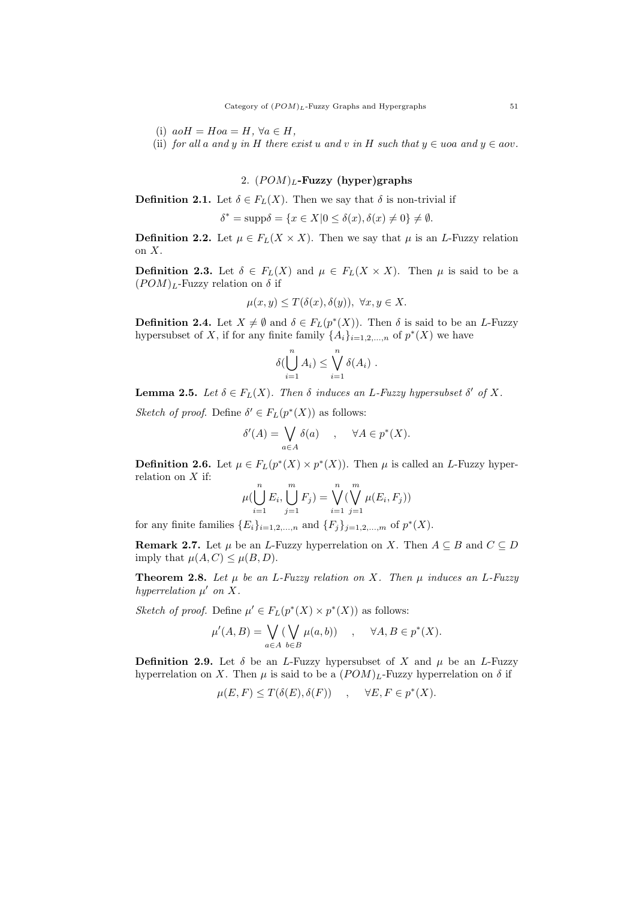(i) $aoH = Hoa = H$, $\forall a \in H$,

(ii) *for all $a$ and $y$ in $H$ there exist $u$ and $v$ in $H$ such that $y \in uoa$ and $y \in aov$.*

## 2. $(POM)_L$-Fuzzy (hyper)graphs

**Definition 2.1.** Let $\delta \in F_L(X)$. Then we say that $\delta$ is non-trivial if

$$\delta^* = \text{supp}\delta = \{x \in X | 0 \leq \delta(x), \delta(x) \neq 0\} \neq \emptyset.$$

**Definition 2.2.** Let $\mu \in F_L(X \times X)$. Then we say that $\mu$ is an $L$-Fuzzy relation on $X$.

**Definition 2.3.** Let $\delta \in F_L(X)$ and $\mu \in F_L(X \times X)$. Then $\mu$ is said to be a $(POM)_L$-Fuzzy relation on $\delta$ if

$$\mu(x, y) \leq T(\delta(x), \delta(y)), \ \forall x, y \in X.$$

**Definition 2.4.** Let $X \neq \emptyset$ and $\delta \in F_L(p^*(X))$. Then $\delta$ is said to be an $L$-Fuzzy hypersubset of $X$, if for any finite family $\{A_i\}_{i=1,2,\ldots,n}$ of $p^*(X)$ we have

$$\delta(\bigcup_{i=1}^{n} A_i) \leq \bigvee_{i=1}^{n} \delta(A_i) \ .$$

**Lemma 2.5.** *Let $\delta \in F_L(X)$. Then $\delta$ induces an $L$-Fuzzy hypersubset $\delta'$ of $X$.*

*Sketch of proof.* Define $\delta' \in F_L(p^*(X))$ as follows:

$$\delta'(A) = \bigvee_{a \in A} \delta(a) \quad , \quad \forall A \in p^*(X).$$

**Definition 2.6.** Let $\mu \in F_L(p^*(X) \times p^*(X))$. Then $\mu$ is called an $L$-Fuzzy hyperrelation on $X$ if:

$$\mu(\bigcup_{i=1}^{n} E_i, \bigcup_{j=1}^{m} F_j) = \bigvee_{i=1}^{n} (\bigvee_{j=1}^{m} \mu(E_i, F_j))$$

for any finite families $\{E_i\}_{i=1,2,\ldots,n}$ and $\{F_j\}_{j=1,2,\ldots,m}$ of $p^*(X)$.

**Remark 2.7.** Let $\mu$ be an $L$-Fuzzy hyperrelation on $X$. Then $A \subseteq B$ and $C \subseteq D$ imply that $\mu(A, C) \leq \mu(B, D)$.

**Theorem 2.8.** *Let $\mu$ be an $L$-Fuzzy relation on $X$. Then $\mu$ induces an $L$-Fuzzy hyperrelation $\mu'$ on $X$.*

*Sketch of proof.* Define $\mu' \in F_L(p^*(X) \times p^*(X))$ as follows:

$$\mu'(A, B) = \bigvee_{a \in A} (\bigvee_{b \in B} \mu(a, b)) \quad , \quad \forall A, B \in p^*(X).$$

**Definition 2.9.** Let $\delta$ be an $L$-Fuzzy hypersubset of $X$ and $\mu$ be an $L$-Fuzzy hyperrelation on $X$. Then $\mu$ is said to be a $(POM)_L$-Fuzzy hyperrelation on $\delta$ if

$$\mu(E, F) \leq T(\delta(E), \delta(F)) \quad , \quad \forall E, F \in p^*(X).$$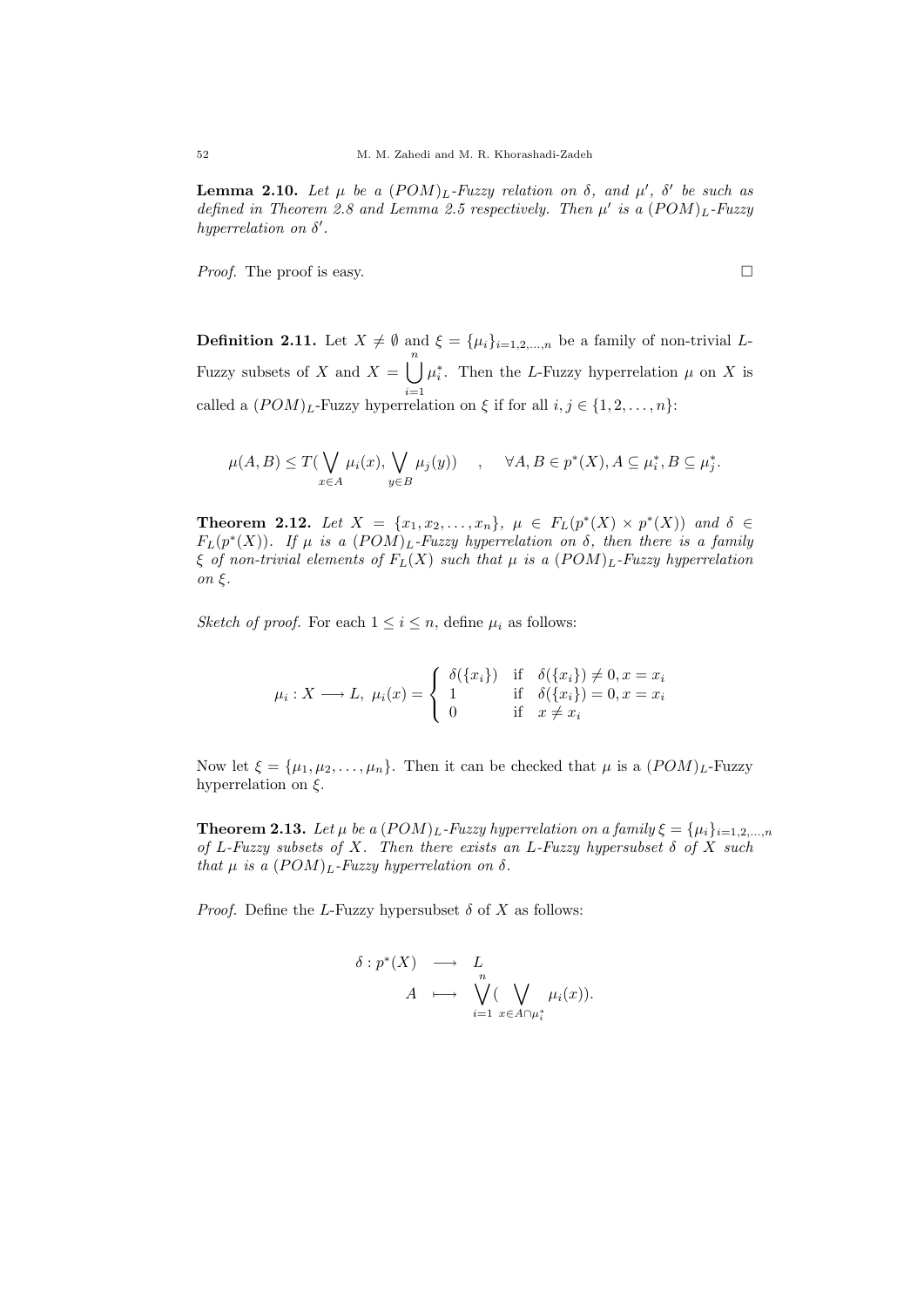**Lemma 2.10.** *Let $\mu$ be a $(POM)_L$-Fuzzy relation on $\delta$, and $\mu'$, $\delta'$ be such as defined in Theorem 2.8 and Lemma 2.5 respectively. Then $\mu'$ is a $(POM)_L$-Fuzzy hyperrelation on $\delta'$.*

*Proof.* The proof is easy. □

**Definition 2.11.** Let $X \neq \emptyset$ and $\xi = \{\mu_i\}_{i=1,2,\ldots,n}$ be a family of non-trivial $L$-Fuzzy subsets of $X$ and $X = \bigcup_{i=1}^{n} \mu_i^*$. Then the $L$-Fuzzy hyperrelation $\mu$ on $X$ is called a $(POM)_L$-Fuzzy hyperrelation on $\xi$ if for all $i, j \in \{1, 2, \ldots, n\}$:

$$\mu(A, B) \leq T(\bigvee_{x \in A} \mu_i(x), \bigvee_{y \in B} \mu_j(y)) \quad , \quad \forall A, B \in p^*(X), A \subseteq \mu_i^*, B \subseteq \mu_j^*.$$

**Theorem 2.12.** *Let $X = \{x_1, x_2, \ldots, x_n\}$, $\mu \in F_L(p^*(X) \times p^*(X))$ and $\delta \in F_L(p^*(X))$. If $\mu$ is a $(POM)_L$-Fuzzy hyperrelation on $\delta$, then there is a family $\xi$ of non-trivial elements of $F_L(X)$ such that $\mu$ is a $(POM)_L$-Fuzzy hyperrelation on $\xi$.*

*Sketch of proof.* For each $1 \leq i \leq n$, define $\mu_i$ as follows:

$$\mu_i : X \longrightarrow L, \ \mu_i(x) = \begin{cases} \delta(\{x_i\}) & \text{if} \quad \delta(\{x_i\}) \neq 0, x = x_i \\ 1 & \text{if} \quad \delta(\{x_i\}) = 0, x = x_i \\ 0 & \text{if} \quad x \neq x_i \end{cases}$$

Now let $\xi = \{\mu_1, \mu_2, \ldots, \mu_n\}$. Then it can be checked that $\mu$ is a $(POM)_L$-Fuzzy hyperrelation on $\xi$.

**Theorem 2.13.** *Let $\mu$ be a $(POM)_L$-Fuzzy hyperrelation on a family $\xi = \{\mu_i\}_{i=1,2,\ldots,n}$ of $L$-Fuzzy subsets of $X$. Then there exists an $L$-Fuzzy hypersubset $\delta$ of $X$ such that $\mu$ is a $(POM)_L$-Fuzzy hyperrelation on $\delta$.*

*Proof.* Define the $L$-Fuzzy hypersubset $\delta$ of $X$ as follows:

$$\begin{array}{rcl} \delta : p^*(X) & \longrightarrow & L \\ A & \longmapsto & \bigvee_{i=1}^{n} (\bigvee_{x \in A \cap \mu_i^*} \mu_i(x)). \end{array}$$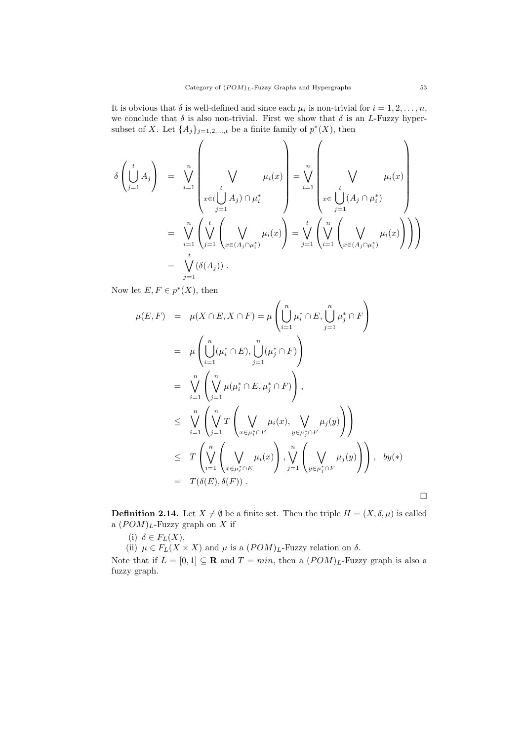It is obvious that $\delta$ is well-defined and since each $\mu_i$ is non-trivial for $i = 1, 2, \ldots, n$, we conclude that $\delta$ is also non-trivial. First we show that $\delta$ is an $L$-Fuzzy hypersubset of $X$. Let $\{A_j\}_{j=1,2,\ldots,t}$ be a finite family of $p^*(X)$, then

$$
\begin{aligned}
\delta\left(\bigcup_{j=1}^{t} A_j\right) &= \bigvee_{i=1}^{n}\left(\bigvee_{x\in(\bigcup_{j=1}^{t} A_j)\cap\mu_i^*} \mu_i(x)\right) = \bigvee_{i=1}^{n}\left(\bigvee_{x\in \bigcup_{j=1}^{t}(A_j\cap\mu_i^*)} \mu_i(x)\right) \\
&= \bigvee_{i=1}^{n}\left(\bigvee_{j=1}^{t}\left(\bigvee_{x\in(A_j\cap\mu_i^*)} \mu_i(x)\right)\right) = \bigvee_{j=1}^{t}\left(\bigvee_{i=1}^{n}\left(\bigvee_{x\in(A_j\cap\mu_i^*)} \mu_i(x)\right)\right) \\
&= \bigvee_{j=1}^{t}\left(\delta(A_j)\right).
\end{aligned}
$$

Now let $E, F \in p^*(X)$, then

$$
\begin{aligned}
\mu(E,F) &= \mu(X\cap E, X\cap F) = \mu\left(\bigcup_{i=1}^{n}\mu_i^*\cap E, \bigcup_{j=1}^{n}\mu_j^*\cap F\right) \\
&= \mu\left(\bigcup_{i=1}^{n}(\mu_i^*\cap E), \bigcup_{j=1}^{n}(\mu_j^*\cap F)\right) \\
&= \bigvee_{i=1}^{n}\left(\bigvee_{j=1}^{n}\mu(\mu_i^*\cap E, \mu_j^*\cap F)\right), \\
&\le \bigvee_{i=1}^{n}\left(\bigvee_{j=1}^{n} T\left(\bigvee_{x\in\mu_i^*\cap E}\mu_i(x), \bigvee_{y\in\mu_j^*\cap F}\mu_j(y)\right)\right) \\
&\le T\left(\bigvee_{i=1}^{n}\left(\bigvee_{x\in\mu_i^*\cap E}\mu_i(x)\right), \bigvee_{j=1}^{n}\left(\bigvee_{y\in\mu_j^*\cap F}\mu_j(y)\right)\right), \quad by (*) \\
&= T(\delta(E), \delta(F)).
\end{aligned}
$$

□

**Definition 2.14.** Let $X \neq \emptyset$ be a finite set. Then the triple $H = (X, \delta, \mu)$ is called a $(POM)_L$-Fuzzy graph on $X$ if

(i) $\delta \in F_L(X)$,

(ii) $\mu \in F_L(X \times X)$ and $\mu$ is a $(POM)_L$-Fuzzy relation on $\delta$.

Note that if $L = [0, 1] \subseteq \mathbf{R}$ and $T = min$, then a $(POM)_L$-Fuzzy graph is also a fuzzy graph.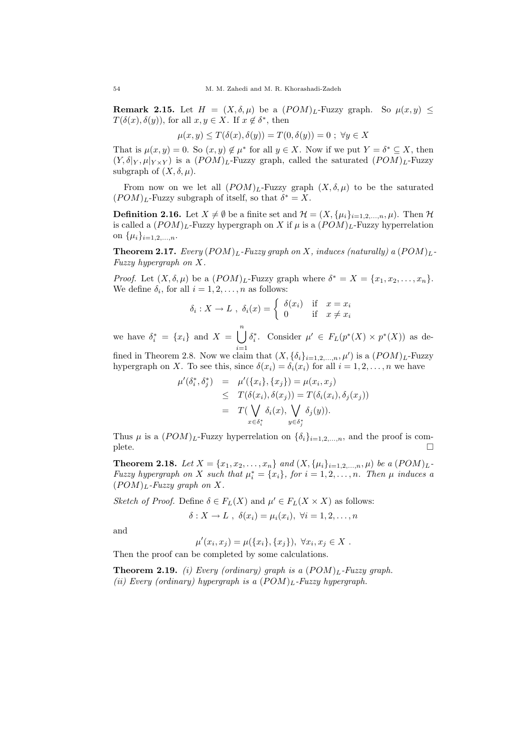**Remark 2.15.** Let $H = (X, \delta, \mu)$ be a $(POM)_L$-Fuzzy graph. So $\mu(x, y) \leq T(\delta(x), \delta(y))$, for all $x, y \in X$. If $x \notin \delta^*$, then

$$\mu(x, y) \leq T(\delta(x), \delta(y)) = T(0, \delta(y)) = 0 \ ; \ \forall y \in X$$

That is $\mu(x, y) = 0$. So $(x, y) \notin \mu^*$ for all $y \in X$. Now if we put $Y = \delta^* \subseteq X$, then $(Y, \delta|_Y, \mu|_{Y\times Y})$ is a $(POM)_L$-Fuzzy graph, called the saturated $(POM)_L$-Fuzzy subgraph of $(X, \delta, \mu)$.

From now on we let all $(POM)_L$-Fuzzy graph $(X, \delta, \mu)$ to be the saturated $(POM)_L$-Fuzzy subgraph of itself, so that $\delta^* = X$.

**Definition 2.16.** Let $X \neq \emptyset$ be a finite set and $\mathcal{H} = (X, \{\mu_i\}_{i=1,2,\ldots,n}, \mu)$. Then $\mathcal{H}$ is called a $(POM)_L$-Fuzzy hypergraph on $X$ if $\mu$ is a $(POM)_L$-Fuzzy hyperrelation on $\{\mu_i\}_{i=1,2,\ldots,n}$.

**Theorem 2.17.** *Every $(POM)_L$-Fuzzy graph on $X$, induces (naturally) a $(POM)_L$-Fuzzy hypergraph on $X$.*

*Proof.* Let $(X, \delta, \mu)$ be a $(POM)_L$-Fuzzy graph where $\delta^* = X = \{x_1, x_2, \ldots, x_n\}$. We define $\delta_i$, for all $i = 1, 2, \ldots, n$ as follows:

$$\delta_i : X \to L \ , \ \delta_i(x) = \begin{cases} \delta(x_i) & \text{if} \quad x = x_i \\ 0 & \text{if} \quad x \neq x_i \end{cases}$$

we have $\delta_i^* = \{x_i\}$ and $X = \bigcup_{i=1}^{n} \delta_i^*$. Consider $\mu' \in F_L(p^*(X) \times p^*(X))$ as defined in Theorem 2.8. Now we claim that $(X, \{\delta_i\}_{i=1,2,\ldots,n}, \mu')$ is a $(POM)_L$-Fuzzy hypergraph on $X$. To see this, since $\delta(x_i) = \delta_i(x_i)$ for all $i = 1, 2, \ldots, n$ we have

$$\begin{aligned}
\mu'(\delta_i^*, \delta_j^*) &= \mu'(\{x_i\}, \{x_j\}) = \mu(x_i, x_j) \\
&\leq T(\delta(x_i), \delta(x_j)) = T(\delta_i(x_i), \delta_j(x_j)) \\
&= T(\bigvee_{x \in \delta_i^*} \delta_i(x), \bigvee_{y \in \delta_j^*} \delta_j(y)).
\end{aligned}$$

Thus $\mu$ is a $(POM)_L$-Fuzzy hyperrelation on $\{\delta_i\}_{i=1,2,\ldots,n}$, and the proof is complete. $\square$

**Theorem 2.18.** *Let $X = \{x_1, x_2, \ldots, x_n\}$ and $(X, \{\mu_i\}_{i=1,2,\ldots,n}, \mu)$ be a $(POM)_L$-Fuzzy hypergraph on $X$ such that $\mu_i^* = \{x_i\}$, for $i = 1, 2, \ldots, n$. Then $\mu$ induces a $(POM)_L$-Fuzzy graph on $X$.*

*Sketch of Proof.* Define $\delta \in F_L(X)$ and $\mu' \in F_L(X \times X)$ as follows:

$$\delta : X \to L \ , \ \delta(x_i) = \mu_i(x_i), \ \forall i = 1, 2, \ldots, n$$

and

$$\mu'(x_i, x_j) = \mu(\{x_i\}, \{x_j\}), \ \forall x_i, x_j \in X \ .$$

Then the proof can be completed by some calculations.

**Theorem 2.19.** *(i) Every (ordinary) graph is a $(POM)_L$-Fuzzy graph.*
*(ii) Every (ordinary) hypergraph is a $(POM)_L$-Fuzzy hypergraph.*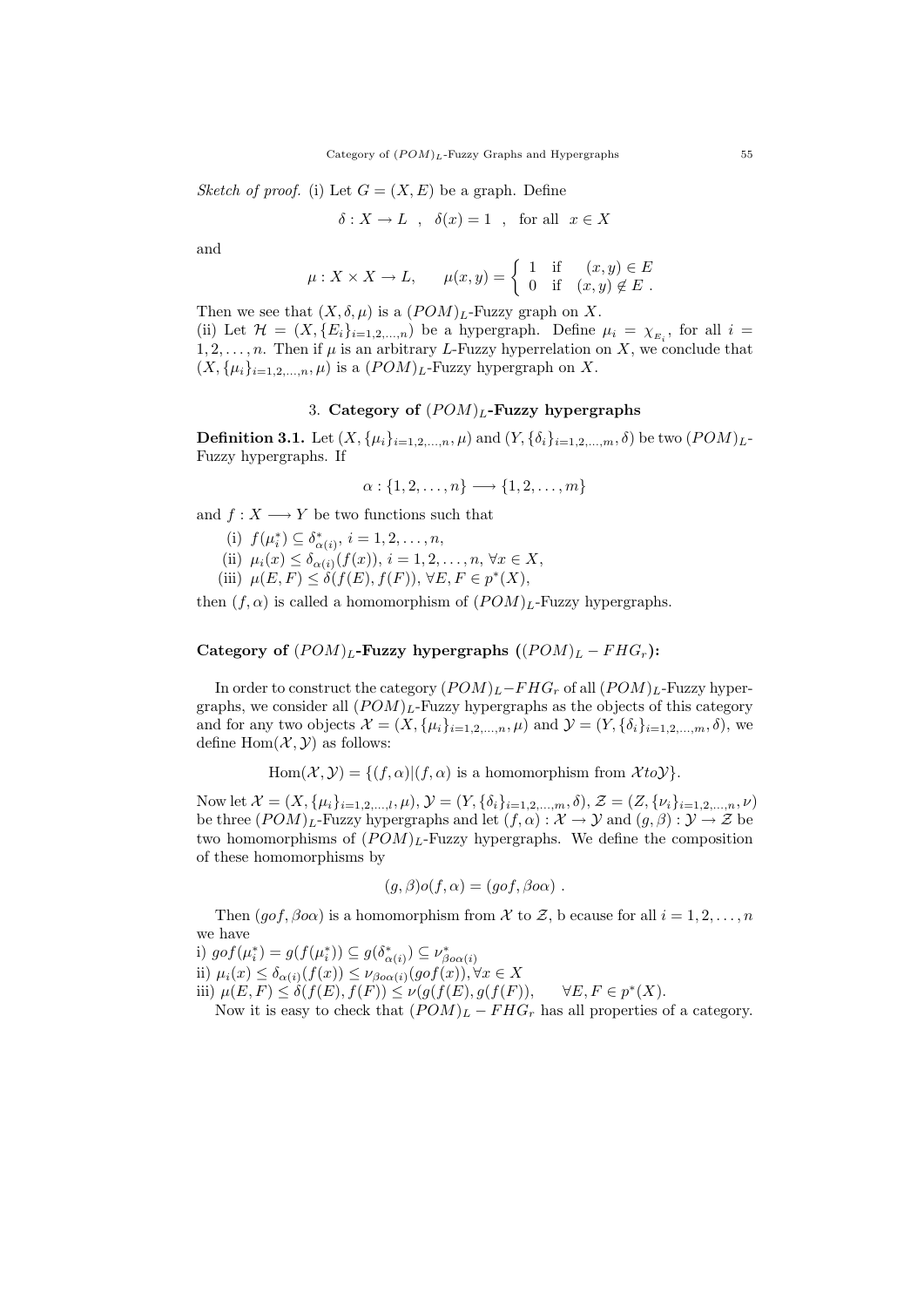*Sketch of proof.* (i) Let $G = (X, E)$ be a graph. Define

$$\delta : X \to L \quad , \quad \delta(x) = 1 \quad , \quad \text{for all} \quad x \in X$$

and

$$\mu : X \times X \to L, \qquad \mu(x, y) = \begin{cases} 1 & \text{if} \quad (x, y) \in E \\ 0 & \text{if} \quad (x, y) \notin E \ . \end{cases}$$

Then we see that $(X, \delta, \mu)$ is a $(POM)_L$-Fuzzy graph on $X$.
(ii) Let $\mathcal{H} = (X, \{E_i\}_{i=1,2,\ldots,n})$ be a hypergraph. Define $\mu_i = \chi_{E_i}$, for all $i = 1, 2, \ldots, n$. Then if $\mu$ is an arbitrary $L$-Fuzzy hyperrelation on $X$, we conclude that $(X, \{\mu_i\}_{i=1,2,\ldots,n}, \mu)$ is a $(POM)_L$-Fuzzy hypergraph on $X$.

## 3. Category of $(POM)_L$-Fuzzy hypergraphs

**Definition 3.1.** Let $(X, \{\mu_i\}_{i=1,2,\ldots,n}, \mu)$ and $(Y, \{\delta_i\}_{i=1,2,\ldots,m}, \delta)$ be two $(POM)_L$-Fuzzy hypergraphs. If

$$\alpha : \{1, 2, \ldots, n\} \longrightarrow \{1, 2, \ldots, m\}$$

and $f : X \longrightarrow Y$ be two functions such that

(i) $f(\mu_i^*) \subseteq \delta_{\alpha(i)}^*$, $i = 1, 2, \ldots, n$,
(ii) $\mu_i(x) \leq \delta_{\alpha(i)}(f(x))$, $i = 1, 2, \ldots, n$, $\forall x \in X$,
(iii) $\mu(E, F) \leq \delta(f(E), f(F))$, $\forall E, F \in p^*(X)$,

then $(f, \alpha)$ is called a homomorphism of $(POM)_L$-Fuzzy hypergraphs.

### Category of $(POM)_L$-Fuzzy hypergraphs ($(POM)_L - FHG_r$):

In order to construct the category $(POM)_L - FHG_r$ of all $(POM)_L$-Fuzzy hypergraphs, we consider all $(POM)_L$-Fuzzy hypergraphs as the objects of this category and for any two objects $\mathcal{X} = (X, \{\mu_i\}_{i=1,2,\ldots,n}, \mu)$ and $\mathcal{Y} = (Y, \{\delta_i\}_{i=1,2,\ldots,m}, \delta)$, we define $\mathrm{Hom}(\mathcal{X}, \mathcal{Y})$ as follows:

$$\mathrm{Hom}(\mathcal{X}, \mathcal{Y}) = \{(f, \alpha) | (f, \alpha) \text{ is a homomorphism from } \mathcal{X} to \mathcal{Y}\}.$$

Now let $\mathcal{X} = (X, \{\mu_i\}_{i=1,2,\ldots,l}, \mu)$, $\mathcal{Y} = (Y, \{\delta_i\}_{i=1,2,\ldots,m}, \delta)$, $\mathcal{Z} = (Z, \{\nu_i\}_{i=1,2,\ldots,n}, \nu)$ be three $(POM)_L$-Fuzzy hypergraphs and let $(f, \alpha) : \mathcal{X} \to \mathcal{Y}$ and $(g, \beta) : \mathcal{Y} \to \mathcal{Z}$ be two homomorphisms of $(POM)_L$-Fuzzy hypergraphs. We define the composition of these homomorphisms by

$$(g, \beta) o (f, \alpha) = (gof, \beta o \alpha) \ .$$

Then $(gof, \beta o\alpha)$ is a homomorphism from $\mathcal{X}$ to $\mathcal{Z}$, b ecause for all $i = 1, 2, \ldots, n$ we have

i) $gof(\mu_i^*) = g(f(\mu_i^*)) \subseteq g(\delta_{\alpha(i)}^*) \subseteq \nu_{\beta o\alpha(i)}^*$
ii) $\mu_i(x) \leq \delta_{\alpha(i)}(f(x)) \leq \nu_{\beta o\alpha(i)}(gof(x)), \forall x \in X$
iii) $\mu(E, F) \leq \delta(f(E), f(F)) \leq \nu(g(f(E), g(f(F)), \qquad \forall E, F \in p^*(X)$.

Now it is easy to check that $(POM)_L - FHG_r$ has all properties of a category.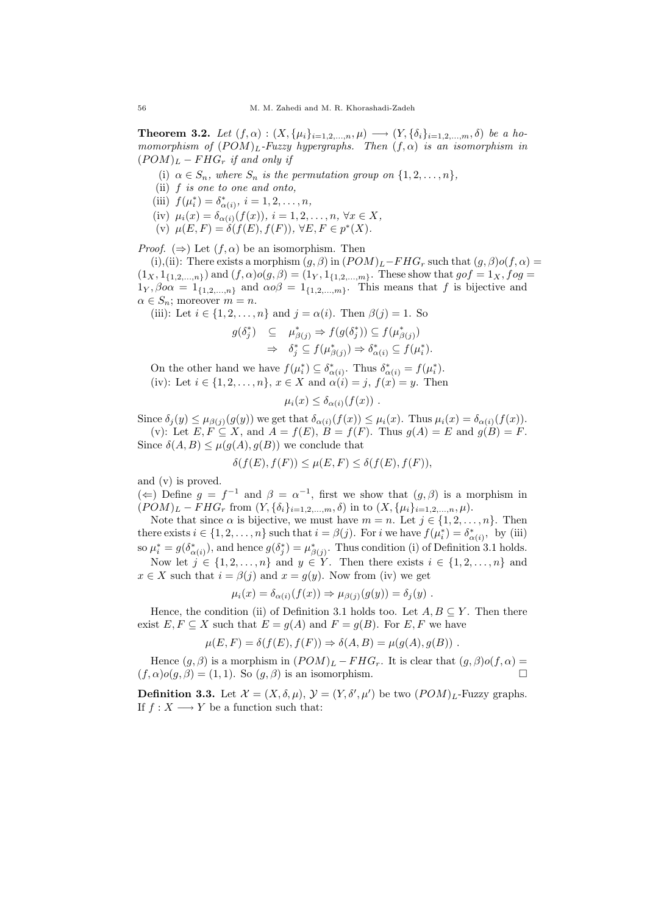**Theorem 3.2.** *Let $(f, \alpha) : (X, \{\mu_i\}_{i=1,2,\ldots,n}, \mu) \longrightarrow (Y, \{\delta_i\}_{i=1,2,\ldots,m}, \delta)$ be a homomorphism of $(POM)_L$-Fuzzy hypergraphs. Then $(f, \alpha)$ is an isomorphism in $(POM)_L - FHG_r$ if and only if*

- (i) *$\alpha \in S_n$, where $S_n$ is the permutation group on $\{1, 2, \ldots, n\}$,*
- (ii) *$f$ is one to one and onto,*
- (iii) *$f(\mu_i^*) = \delta^*_{\alpha(i)}$, $i = 1, 2, \ldots, n$,*
- (iv) *$\mu_i(x) = \delta_{\alpha(i)}(f(x))$, $i = 1, 2, \ldots, n$, $\forall x \in X$,*
- (v) *$\mu(E, F) = \delta(f(E), f(F))$, $\forall E, F \in p^*(X)$.*

*Proof.* $(\Rightarrow)$ Let $(f, \alpha)$ be an isomorphism. Then

(i),(ii): There exists a morphism $(g, \beta)$ in $(POM)_L - FHG_r$ such that $(g, \beta)o(f, \alpha) = (1_X, 1_{\{1,2,\ldots,n\}})$ and $(f, \alpha)o(g, \beta) = (1_Y, 1_{\{1,2,\ldots,m\}})$. These show that $gof = 1_X, fog = 1_Y, \beta o\alpha = 1_{\{1,2,\ldots,n\}}$ and $\alpha o\beta = 1_{\{1,2,\ldots,m\}}$. This means that $f$ is bijective and $\alpha \in S_n$; moreover $m = n$.

(iii): Let $i \in \{1, 2, \ldots, n\}$ and $j = \alpha(i)$. Then $\beta(j) = 1$. So

$$
\begin{aligned}
g(\delta_j^*) \quad &\subseteq \quad \mu^*_{\beta(j)} \Rightarrow f(g(\delta_j^*)) \subseteq f(\mu^*_{\beta(j)}) \\
&\Rightarrow \quad \delta_j^* \subseteq f(\mu^*_{\beta(j)}) \Rightarrow \delta^*_{\alpha(i)} \subseteq f(\mu_i^*).
\end{aligned}
$$

On the other hand we have $f(\mu_i^*) \subseteq \delta^*_{\alpha(i)}$. Thus $\delta^*_{\alpha(i)} = f(\mu_i^*)$.

(iv): Let $i \in \{1, 2, \ldots, n\}$, $x \in X$ and $\alpha(i) = j$, $f(x) = y$. Then

$$\mu_i(x) \leq \delta_{\alpha(i)}(f(x)) \ .$$

Since $\delta_j(y) \leq \mu_{\beta(j)}(g(y))$ we get that $\delta_{\alpha(i)}(f(x)) \leq \mu_i(x)$. Thus $\mu_i(x) = \delta_{\alpha(i)}(f(x))$.

(v): Let $E, F \subseteq X$, and $A = f(E)$, $B = f(F)$. Thus $g(A) = E$ and $g(B) = F$. Since $\delta(A, B) \leq \mu(g(A), g(B))$ we conclude that

$$\delta(f(E), f(F)) \leq \mu(E, F) \leq \delta(f(E), f(F)),$$

and (v) is proved.

$(\Leftarrow)$ Define $g = f^{-1}$ and $\beta = \alpha^{-1}$, first we show that $(g, \beta)$ is a morphism in $(POM)_L - FHG_r$ from $(Y, \{\delta_i\}_{i=1,2,\ldots,m}, \delta)$ in to $(X, \{\mu_i\}_{i=1,2,\ldots,n}, \mu)$.

Note that since $\alpha$ is bijective, we must have $m = n$. Let $j \in \{1, 2, \ldots, n\}$. Then there exists $i \in \{1, 2, \ldots, n\}$ such that $i = \beta(j)$. For $i$ we have $f(\mu_i^*) = \delta^*_{\alpha(i)}$, by (iii) so $\mu_i^* = g(\delta^*_{\alpha(i)})$, and hence $g(\delta_j^*) = \mu^*_{\beta(j)}$. Thus condition (i) of Definition 3.1 holds.

Now let $j \in \{1, 2, \ldots, n\}$ and $y \in Y$. Then there exists $i \in \{1, 2, \ldots, n\}$ and $x \in X$ such that $i = \beta(j)$ and $x = g(y)$. Now from (iv) we get

$$\mu_i(x) = \delta_{\alpha(i)}(f(x)) \Rightarrow \mu_{\beta(j)}(g(y)) = \delta_j(y) \ .$$

Hence, the condition (ii) of Definition 3.1 holds too. Let $A, B \subseteq Y$. Then there exist $E, F \subseteq X$ such that $E = g(A)$ and $F = g(B)$. For $E, F$ we have

$$\mu(E, F) = \delta(f(E), f(F)) \Rightarrow \delta(A, B) = \mu(g(A), g(B)) \ .$$

Hence $(g, \beta)$ is a morphism in $(POM)_L - FHG_r$. It is clear that $(g, \beta)o(f, \alpha) = (f, \alpha)o(g, \beta) = (1, 1)$. So $(g, \beta)$ is an isomorphism. $\square$

**Definition 3.3.** Let $\mathcal{X} = (X, \delta, \mu)$, $\mathcal{Y} = (Y, \delta', \mu')$ be two $(POM)_L$-Fuzzy graphs. If $f : X \longrightarrow Y$ be a function such that: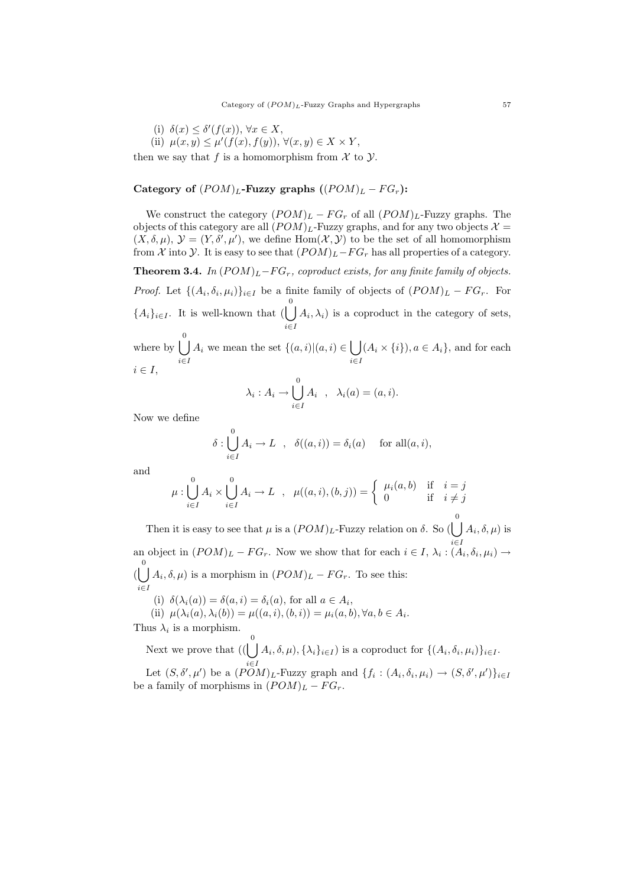(i) $\delta(x) \leq \delta'(f(x))$, $\forall x \in X$,

(ii) $\mu(x,y) \leq \mu'(f(x), f(y))$, $\forall (x,y) \in X \times Y$,

then we say that $f$ is a homomorphism from $\mathcal{X}$ to $\mathcal{Y}$.

### Category of $(POM)_L$-Fuzzy graphs ($(POM)_L - FG_r$):

We construct the category $(POM)_L - FG_r$ of all $(POM)_L$-Fuzzy graphs. The objects of this category are all $(POM)_L$-Fuzzy graphs, and for any two objects $\mathcal{X} = (X, \delta, \mu)$, $\mathcal{Y} = (Y, \delta', \mu')$, we define $\mathrm{Hom}(\mathcal{X}, \mathcal{Y})$ to be the set of all homomorphism from $\mathcal{X}$ into $\mathcal{Y}$. It is easy to see that $(POM)_L - FG_r$ has all properties of a category.

**Theorem 3.4.** *In $(POM)_L - FG_r$, coproduct exists, for any finite family of objects.*

*Proof.* Let $\{(A_i, \delta_i, \mu_i)\}_{i\in I}$ be a finite family of objects of $(POM)_L - FG_r$. For $\{A_i\}_{i\in I}$. It is well-known that $(\overset{0}{\bigcup\limits_{i\in I}} A_i, \lambda_i)$ is a coproduct in the category of sets, where by $\overset{0}{\bigcup\limits_{i\in I}} A_i$ we mean the set $\{(a,i) | (a,i) \in \bigcup\limits_{i\in I}(A_i \times \{i\}), a \in A_i\}$, and for each $i \in I$,

$$\lambda_i : A_i \to \overset{0}{\bigcup_{i\in I}} A_i \quad , \quad \lambda_i(a) = (a,i).$$

Now we define

$$\delta : \overset{0}{\bigcup_{i\in I}} A_i \to L \quad , \quad \delta((a,i)) = \delta_i(a) \quad \text{ for all} (a,i),$$

and

$$\mu : \overset{0}{\bigcup_{i\in I}} A_i \times \overset{0}{\bigcup_{i\in I}} A_i \to L \quad , \quad \mu((a,i),(b,j)) = \begin{cases} \mu_i(a,b) & \text{if} \quad i = j \\ 0 & \text{if} \quad i \neq j \end{cases}$$

Then it is easy to see that $\mu$ is a $(POM)_L$-Fuzzy relation on $\delta$. So $(\overset{0}{\bigcup\limits_{i\in I}} A_i, \delta, \mu)$ is an object in $(POM)_L - FG_r$. Now we show that for each $i \in I$, $\lambda_i : (A_i, \delta_i, \mu_i) \to (\overset{0}{\bigcup\limits_{i\in I}} A_i, \delta, \mu)$ is a morphism in $(POM)_L - FG_r$. To see this:

(i) $\delta(\lambda_i(a)) = \delta(a,i) = \delta_i(a)$, for all $a \in A_i$,

(ii) $\mu(\lambda_i(a), \lambda_i(b)) = \mu((a,i),(b,i)) = \mu_i(a,b), \forall a, b \in A_i$.

Thus $\lambda_i$ is a morphism.

Next we prove that $((\overset{0}{\bigcup\limits_{i\in I}} A_i, \delta, \mu), \{\lambda_i\}_{i\in I})$ is a coproduct for $\{(A_i, \delta_i, \mu_i)\}_{i\in I}$.

Let $(S, \delta', \mu')$ be a $(POM)_L$-Fuzzy graph and $\{f_i : (A_i, \delta_i, \mu_i) \to (S, \delta', \mu')\}_{i\in I}$ be a family of morphisms in $(POM)_L - FG_r$.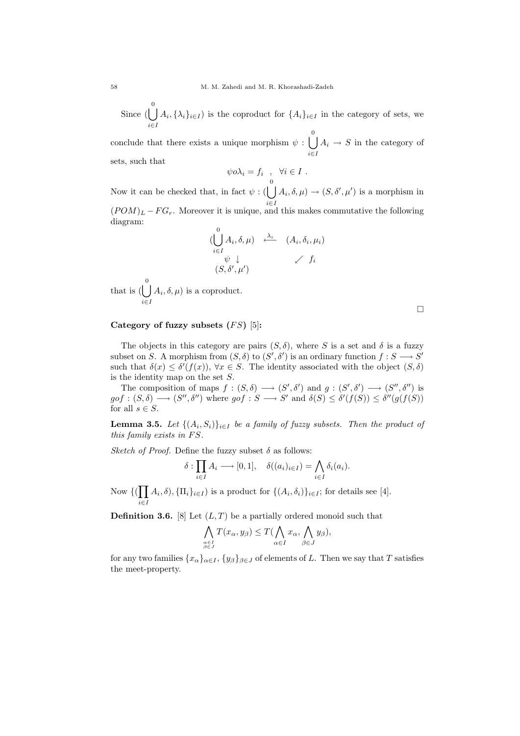Since $(\overset{0}{\bigcup\limits_{i\in I}} A_i, \{\lambda_i\}_{i\in I})$ is the coproduct for $\{A_i\}_{i\in I}$ in the category of sets, we conclude that there exists a unique morphism $\psi : \overset{0}{\bigcup\limits_{i\in I}} A_i \to S$ in the category of sets, such that

$$\psi o \lambda_i = f_i \quad , \quad \forall i \in I \ .$$

Now it can be checked that, in fact $\psi : (\overset{0}{\bigcup\limits_{i\in I}} A_i, \delta, \mu) \to (S, \delta', \mu')$ is a morphism in $(POM)_L - FG_r$. Moreover it is unique, and this makes commutative the following diagram:

$$\begin{array}{ccc} (\overset{0}{\bigcup\limits_{i\in I}} A_i, \delta, \mu) & \xleftarrow{\lambda_i} & (A_i, \delta_i, \mu_i) \\ \psi \downarrow & & \swarrow \ f_i \\ (S, \delta', \mu') & & \end{array}$$

that is $(\overset{0}{\bigcup\limits_{i\in I}} A_i, \delta, \mu)$ is a coproduct.

□

**Category of fuzzy subsets ($FS$) [5]:**

The objects in this category are pairs $(S, \delta)$, where $S$ is a set and $\delta$ is a fuzzy subset on $S$. A morphism from $(S, \delta)$ to $(S', \delta')$ is an ordinary function $f : S \longrightarrow S'$ such that $\delta(x) \leq \delta'(f(x))$, $\forall x \in S$. The identity associated with the object $(S, \delta)$ is the identity map on the set $S$.

The composition of maps $f : (S, \delta) \longrightarrow (S', \delta')$ and $g : (S', \delta') \longrightarrow (S'', \delta'')$ is $gof : (S, \delta) \longrightarrow (S'', \delta'')$ where $gof : S \longrightarrow S'$ and $\delta(S) \leq \delta'(f(S)) \leq \delta''(g(f(S))$ for all $s \in S$.

**Lemma 3.5.** *Let $\{(A_i, S_i)\}_{i\in I}$ be a family of fuzzy subsets. Then the product of this family exists in $FS$.*

*Sketch of Proof.* Define the fuzzy subset $\delta$ as follows:

$$\delta : \prod_{i\in I} A_i \longrightarrow [0,1], \quad \delta((a_i)_{i\in I}) = \bigwedge_{i\in I} \delta_i(a_i).$$

Now $\{(\prod\limits_{i\in I} A_i, \delta), \{\Pi_i\}_{i\in I})$ is a product for $\{(A_i, \delta_i)\}_{i\in I}$; for details see [4].

**Definition 3.6.** [8] Let $(L, T)$ be a partially ordered monoid such that

$$\bigwedge_{\substack{\alpha\in I \\ \beta\in J}} T(x_\alpha, y_\beta) \leq T(\bigwedge_{\alpha\in I} x_\alpha, \bigwedge_{\beta\in J} y_\beta),$$

for any two families $\{x_\alpha\}_{\alpha\in I}$, $\{y_\beta\}_{\beta\in J}$ of elements of $L$. Then we say that $T$ satisfies the meet-property.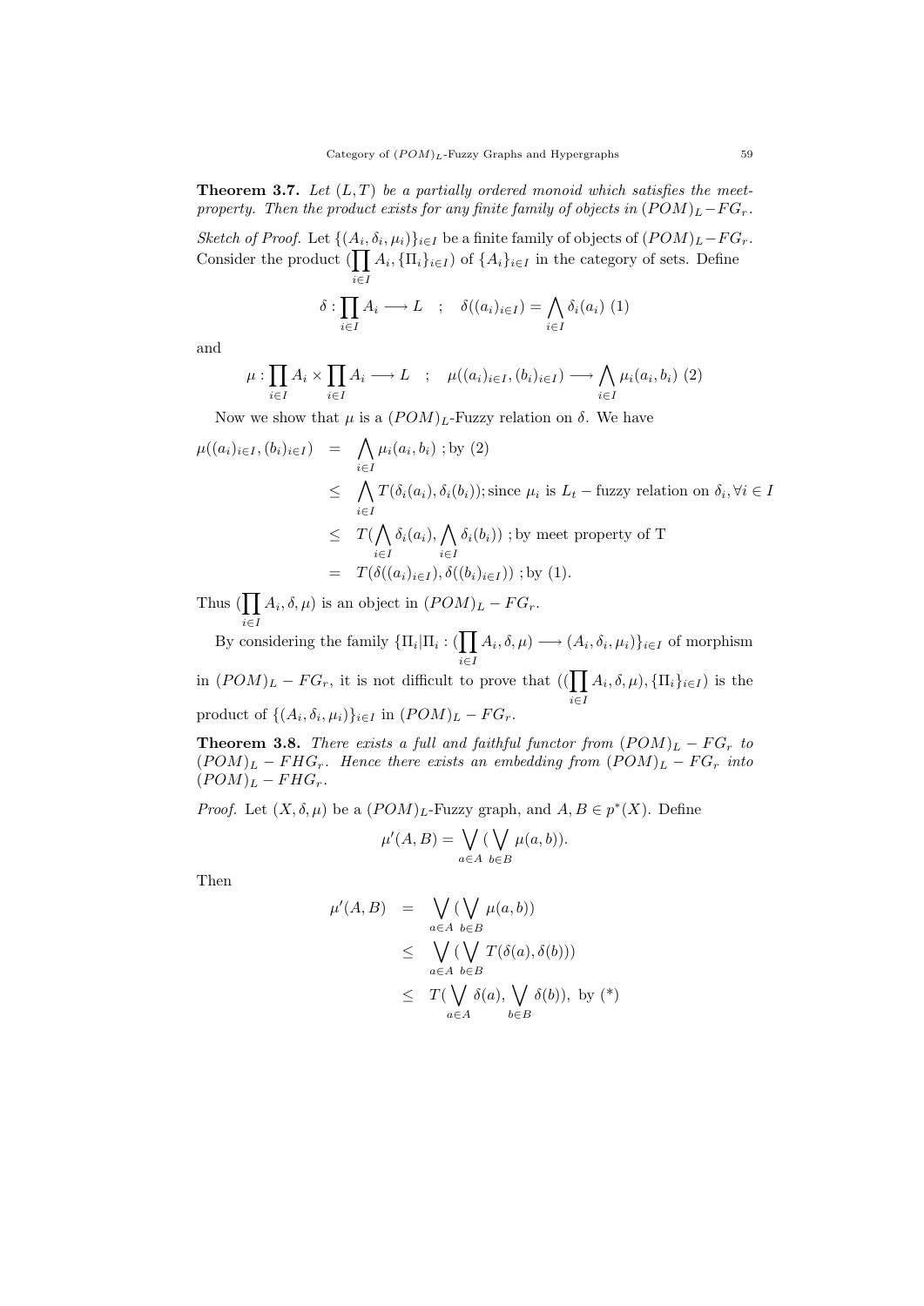**Theorem 3.7.** *Let $(L,T)$ be a partially ordered monoid which satisfies the meet-property. Then the product exists for any finite family of objects in $(POM)_L - FG_r$.*

*Sketch of Proof.* Let $\{(A_i, \delta_i, \mu_i)\}_{i\in I}$ be a finite family of objects of $(POM)_L - FG_r$. Consider the product $(\prod_{i\in I} A_i, \{\Pi_i\}_{i\in I})$ of $\{A_i\}_{i\in I}$ in the category of sets. Define

$$\delta : \prod_{i\in I} A_i \longrightarrow L \quad ; \quad \delta((a_i)_{i\in I}) = \bigwedge_{i\in I} \delta_i(a_i) \ (1)$$

and

$$\mu : \prod_{i\in I} A_i \times \prod_{i\in I} A_i \longrightarrow L \quad ; \quad \mu((a_i)_{i\in I}, (b_i)_{i\in I}) \longrightarrow \bigwedge_{i\in I} \mu_i(a_i, b_i) \ (2)$$

Now we show that $\mu$ is a $(POM)_L$-Fuzzy relation on $\delta$. We have

$$\begin{aligned}
\mu((a_i)_{i\in I}, (b_i)_{i\in I}) &= \bigwedge_{i\in I} \mu_i(a_i, b_i) \ ; \text{by } (2) \\
&\leq \bigwedge_{i\in I} T(\delta_i(a_i), \delta_i(b_i)); \text{since } \mu_i \text{ is } L_t-\text{fuzzy relation on } \delta_i, \forall i \in I \\
&\leq T(\bigwedge_{i\in I} \delta_i(a_i), \bigwedge_{i\in I} \delta_i(b_i)) \ ; \text{by meet property of T} \\
&= T(\delta((a_i)_{i\in I}), \delta((b_i)_{i\in I})) \ ; \text{by } (1).
\end{aligned}$$

Thus $(\prod_{i\in I} A_i, \delta, \mu)$ is an object in $(POM)_L - FG_r$.

By considering the family $\{\Pi_i | \Pi_i : (\prod_{i\in I} A_i, \delta, \mu) \longrightarrow (A_i, \delta_i, \mu_i)\}_{i\in I}$ of morphism in $(POM)_L - FG_r$, it is not difficult to prove that $((\prod_{i\in I} A_i, \delta, \mu), \{\Pi_i\}_{i\in I})$ is the product of $\{(A_i, \delta_i, \mu_i)\}_{i\in I}$ in $(POM)_L - FG_r$.

**Theorem 3.8.** *There exists a full and faithful functor from $(POM)_L - FG_r$ to $(POM)_L - FHG_r$. Hence there exists an embedding from $(POM)_L - FG_r$ into $(POM)_L - FHG_r$.*

*Proof.* Let $(X, \delta, \mu)$ be a $(POM)_L$-Fuzzy graph, and $A, B \in p^*(X)$. Define

$$\mu'(A,B) = \bigvee_{a\in A} (\bigvee_{b\in B} \mu(a,b)).$$

Then

$$\begin{aligned}
\mu'(A,B) &= \bigvee_{a\in A} (\bigvee_{b\in B} \mu(a,b)) \\
&\leq \bigvee_{a\in A} (\bigvee_{b\in B} T(\delta(a), \delta(b))) \\
&\leq T(\bigvee_{a\in A} \delta(a), \bigvee_{b\in B} \delta(b)), \text{ by } (*)
\end{aligned}$$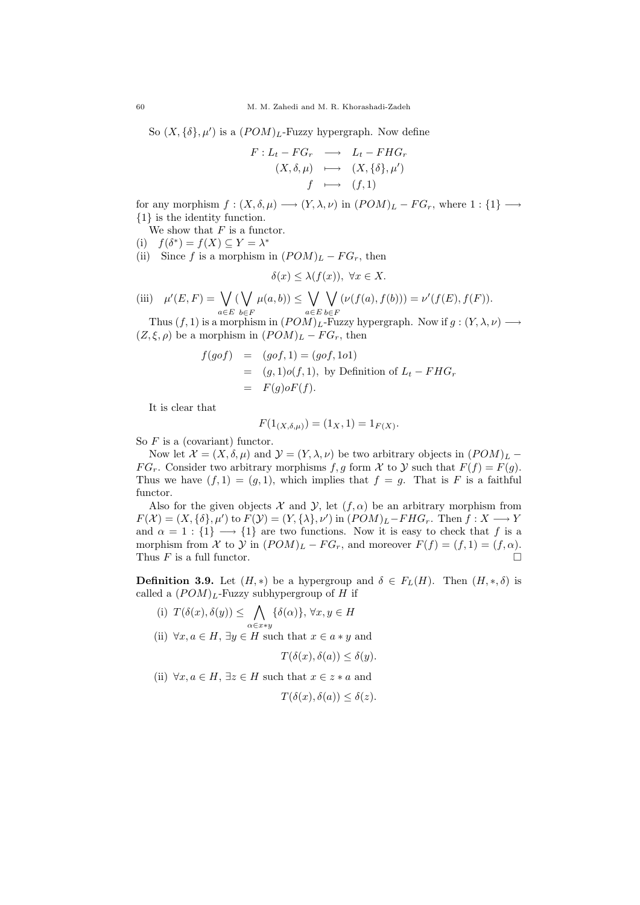So $(X, \{\delta\}, \mu')$ is a $(POM)_L$-Fuzzy hypergraph. Now define

$$\begin{array}{rcl} F : L_t - FG_r & \longrightarrow & L_t - FHG_r \\ (X, \delta, \mu) & \longmapsto & (X, \{\delta\}, \mu') \\ f & \longmapsto & (f, 1) \end{array}$$

for any morphism $f : (X, \delta, \mu) \longrightarrow (Y, \lambda, \nu)$ in $(POM)_L - FG_r$, where $1 : \{1\} \longrightarrow \{1\}$ is the identity function.

We show that $F$ is a functor.

(i) $f(\delta^*) = f(X) \subseteq Y = \lambda^*$

(ii) Since $f$ is a morphism in $(POM)_L - FG_r$, then

$$\delta(x) \leq \lambda(f(x)), \ \forall x \in X.$$

(iii) $\mu'(E, F) = \bigvee_{a \in E} (\bigvee_{b \in F} \mu(a, b)) \leq \bigvee_{a \in E} \bigvee_{b \in F} (\nu(f(a), f(b))) = \nu'(f(E), f(F)).$

Thus $(f, 1)$ is a morphism in $(POM)_L$-Fuzzy hypergraph. Now if $g : (Y, \lambda, \nu) \longrightarrow (Z, \xi, \rho)$ be a morphism in $(POM)_L - FG_r$, then

$$\begin{array}{rcl} f(gof) & = & (gof, 1) = (gof, 1o1) \\ & = & (g, 1)o(f, 1), \text{ by Definition of } L_t - FHG_r \\ & = & F(g)oF(f). \end{array}$$

It is clear that

$$F(1_{(X, \delta, \mu)}) = (1_X, 1) = 1_{F(X)}.$$

So $F$ is a (covariant) functor.

Now let $\mathcal{X} = (X, \delta, \mu)$ and $\mathcal{Y} = (Y, \lambda, \nu)$ be two arbitrary objects in $(POM)_L - FG_r$. Consider two arbitrary morphisms $f, g$ form $\mathcal{X}$ to $\mathcal{Y}$ such that $F(f) = F(g)$. Thus we have $(f, 1) = (g, 1)$, which implies that $f = g$. That is $F$ is a faithful functor.

Also for the given objects $\mathcal{X}$ and $\mathcal{Y}$, let $(f, \alpha)$ be an arbitrary morphism from $F(\mathcal{X}) = (X, \{\delta\}, \mu')$ to $F(\mathcal{Y}) = (Y, \{\lambda\}, \nu')$ in $(POM)_L - FHG_r$. Then $f : X \longrightarrow Y$ and $\alpha = 1 : \{1\} \longrightarrow \{1\}$ are two functions. Now it is easy to check that $f$ is a morphism from $\mathcal{X}$ to $\mathcal{Y}$ in $(POM)_L - FG_r$, and moreover $F(f) = (f, 1) = (f, \alpha)$. Thus $F$ is a full functor. □

**Definition 3.9.** Let $(H, *)$ be a hypergroup and $\delta \in F_L(H)$. Then $(H, *, \delta)$ is called a $(POM)_L$-Fuzzy subhypergroup of $H$ if

(i) $T(\delta(x), \delta(y)) \leq \bigwedge_{\alpha \in x*y} \{\delta(\alpha)\}, \ \forall x, y \in H$

(ii) $\forall x, a \in H$, $\exists y \in H$ such that $x \in a * y$ and

$$T(\delta(x), \delta(a)) \leq \delta(y).$$

(ii) $\forall x, a \in H$, $\exists z \in H$ such that $x \in z * a$ and

$$T(\delta(x), \delta(a)) \leq \delta(z).$$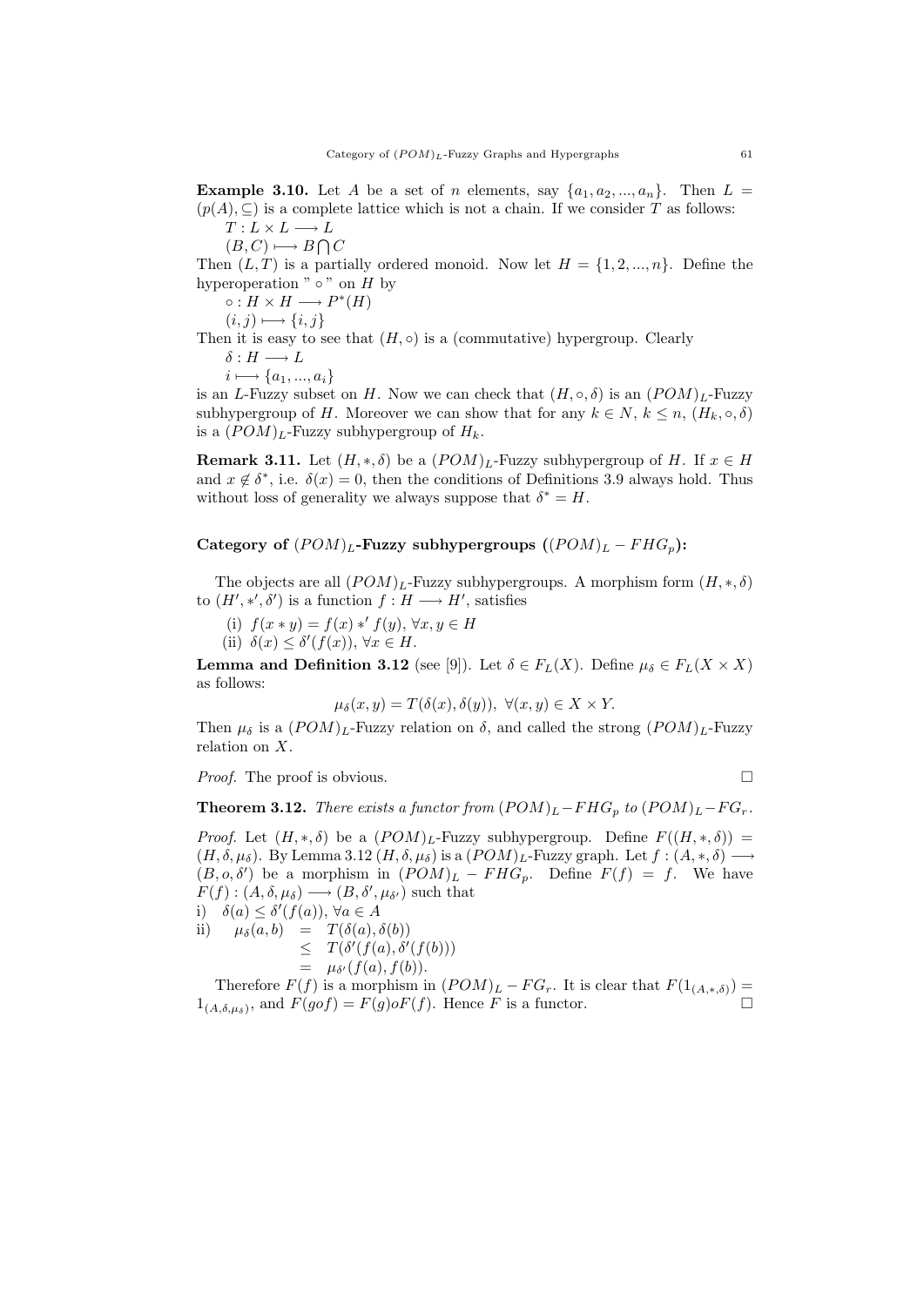**Example 3.10.** Let $A$ be a set of $n$ elements, say $\{a_1, a_2, ..., a_n\}$. Then $L = (p(A), \subseteq)$ is a complete lattice which is not a chain. If we consider $T$ as follows:

$T : L \times L \longrightarrow L$

$(B, C) \longmapsto B \bigcap C$

Then $(L, T)$ is a partially ordered monoid. Now let $H = \{1, 2, ..., n\}$. Define the hyperoperation " $\circ$ " on $H$ by

$\circ : H \times H \longrightarrow P^*(H)$

$(i, j) \longmapsto \{i, j\}$

Then it is easy to see that $(H, \circ)$ is a (commutative) hypergroup. Clearly

$\delta : H \longrightarrow L$

$i \longmapsto \{a_1, ..., a_i\}$

is an $L$-Fuzzy subset on $H$. Now we can check that $(H, \circ, \delta)$ is an $(POM)_L$-Fuzzy subhypergroup of $H$. Moreover we can show that for any $k \in N$, $k \leq n$, $(H_k, \circ, \delta)$ is a $(POM)_L$-Fuzzy subhypergroup of $H_k$.

**Remark 3.11.** Let $(H, *, \delta)$ be a $(POM)_L$-Fuzzy subhypergroup of $H$. If $x \in H$ and $x \notin \delta^*$, i.e. $\delta(x) = 0$, then the conditions of Definitions 3.9 always hold. Thus without loss of generality we always suppose that $\delta^* = H$.

### Category of $(POM)_L$-Fuzzy subhypergroups ($(POM)_L - FHG_p$):

The objects are all $(POM)_L$-Fuzzy subhypergroups. A morphism form $(H, *, \delta)$ to $(H', *', \delta')$ is a function $f : H \longrightarrow H'$, satisfies

(i) $f(x * y) = f(x) *' f(y)$, $\forall x, y \in H$

(ii) $\delta(x) \leq \delta'(f(x))$, $\forall x \in H$.

**Lemma and Definition 3.12** (see [9]). Let $\delta \in F_L(X)$. Define $\mu_\delta \in F_L(X \times X)$ as follows:

$$\mu_\delta(x, y) = T(\delta(x), \delta(y)), \ \forall (x, y) \in X \times Y.$$

Then $\mu_\delta$ is a $(POM)_L$-Fuzzy relation on $\delta$, and called the strong $(POM)_L$-Fuzzy relation on $X$.

*Proof.* The proof is obvious. □

**Theorem 3.12.** *There exists a functor from $(POM)_L - FHG_p$ to $(POM)_L - FG_r$.*

*Proof.* Let $(H, *, \delta)$ be a $(POM)_L$-Fuzzy subhypergroup. Define $F((H, *, \delta)) = (H, \delta, \mu_\delta)$. By Lemma 3.12 $(H, \delta, \mu_\delta)$ is a $(POM)_L$-Fuzzy graph. Let $f : (A, *, \delta) \longrightarrow (B, o, \delta')$ be a morphism in $(POM)_L - FHG_p$. Define $F(f) = f$. We have $F(f) : (A, \delta, \mu_\delta) \longrightarrow (B, \delta', \mu_{\delta'})$ such that

i) $\delta(a) \leq \delta'(f(a))$, $\forall a \in A$

ii)
$$\begin{aligned} \mu_\delta(a, b) &= T(\delta(a), \delta(b)) \\ &\leq T(\delta'(f(a), \delta'(f(b))) \\ &= \mu_{\delta'}(f(a), f(b)). \end{aligned}$$

Therefore $F(f)$ is a morphism in $(POM)_L - FG_r$. It is clear that $F(1_{(A,*,\delta)}) = 1_{(A,\delta,\mu_\delta)}$, and $F(gof) = F(g)oF(f)$. Hence $F$ is a functor. □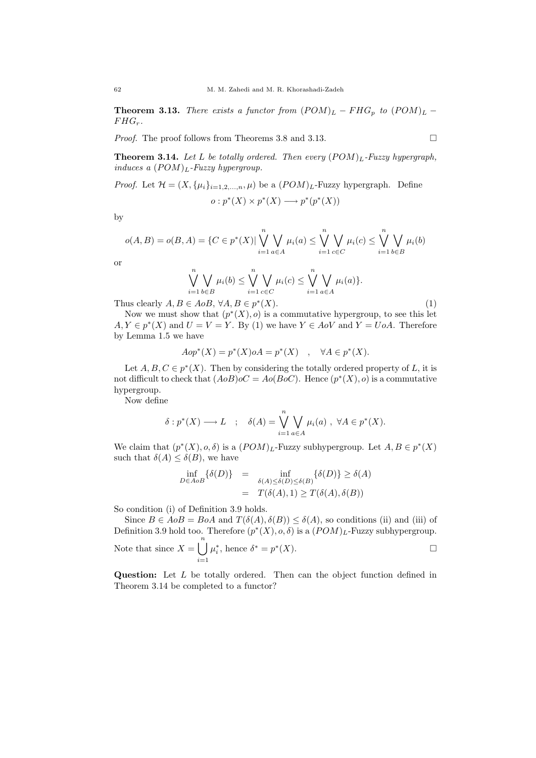**Theorem 3.13.** *There exists a functor from $(POM)_L - FHG_p$ to $(POM)_L - FHG_r$.*

*Proof.* The proof follows from Theorems 3.8 and 3.13. □

**Theorem 3.14.** *Let $L$ be totally ordered. Then every $(POM)_L$-Fuzzy hypergraph, induces a $(POM)_L$-Fuzzy hypergroup.*

*Proof.* Let $\mathcal{H} = (X, \{\mu_i\}_{i=1,2,\ldots,n}, \mu)$ be a $(POM)_L$-Fuzzy hypergraph. Define

$$o : p^*(X) \times p^*(X) \longrightarrow p^*(p^*(X))$$

by

$$o(A, B) = o(B, A) = \{C \in p^*(X) | \bigvee_{i=1}^{n} \bigvee_{a \in A} \mu_i(a) \leq \bigvee_{i=1}^{n} \bigvee_{c \in C} \mu_i(c) \leq \bigvee_{i=1}^{n} \bigvee_{b \in B} \mu_i(b)$$

or

$$\bigvee_{i=1}^{n} \bigvee_{b \in B} \mu_i(b) \leq \bigvee_{i=1}^{n} \bigvee_{c \in C} \mu_i(c) \leq \bigvee_{i=1}^{n} \bigvee_{a \in A} \mu_i(a)\}.$$

Thus clearly $A, B \in AoB$, $\forall A, B \in p^*(X)$. (1)

Now we must show that $(p^*(X), o)$ is a commutative hypergroup, to see this let $A, Y \in p^*(X)$ and $U = V = Y$. By (1) we have $Y \in AoV$ and $Y = UoA$. Therefore by Lemma 1.5 we have

$$Aop^*(X) = p^*(X)oA = p^*(X) \quad , \quad \forall A \in p^*(X).$$

Let $A, B, C \in p^*(X)$. Then by considering the totally ordered property of $L$, it is not difficult to check that $(AoB)oC = Ao(BoC)$. Hence $(p^*(X), o)$ is a commutative hypergroup.

Now define

$$\delta : p^*(X) \longrightarrow L \quad ; \quad \delta(A) = \bigvee_{i=1}^{n} \bigvee_{a \in A} \mu_i(a) \ , \ \forall A \in p^*(X).$$

We claim that $(p^*(X), o, \delta)$ is a $(POM)_L$-Fuzzy subhypergroup. Let $A, B \in p^*(X)$ such that $\delta(A) \leq \delta(B)$, we have

$$\begin{aligned} \inf_{D \in AoB}\{\delta(D)\} &= \inf_{\delta(A) \leq \delta(D) \leq \delta(B)}\{\delta(D)\} \geq \delta(A) \\ &= T(\delta(A), 1) \geq T(\delta(A), \delta(B)) \end{aligned}$$

So condition (i) of Definition 3.9 holds.

Since $B \in AoB = BoA$ and $T(\delta(A), \delta(B)) \leq \delta(A)$, so conditions (ii) and (iii) of Definition 3.9 hold too. Therefore $(p^*(X), o, \delta)$ is a $(POM)_L$-Fuzzy subhypergroup. Note that since $X = \bigcup_{i=1}^{n} \mu_i^*$, hence $\delta^* = p^*(X)$. □

**Question:** Let $L$ be totally ordered. Then can the object function defined in Theorem 3.14 be completed to a functor?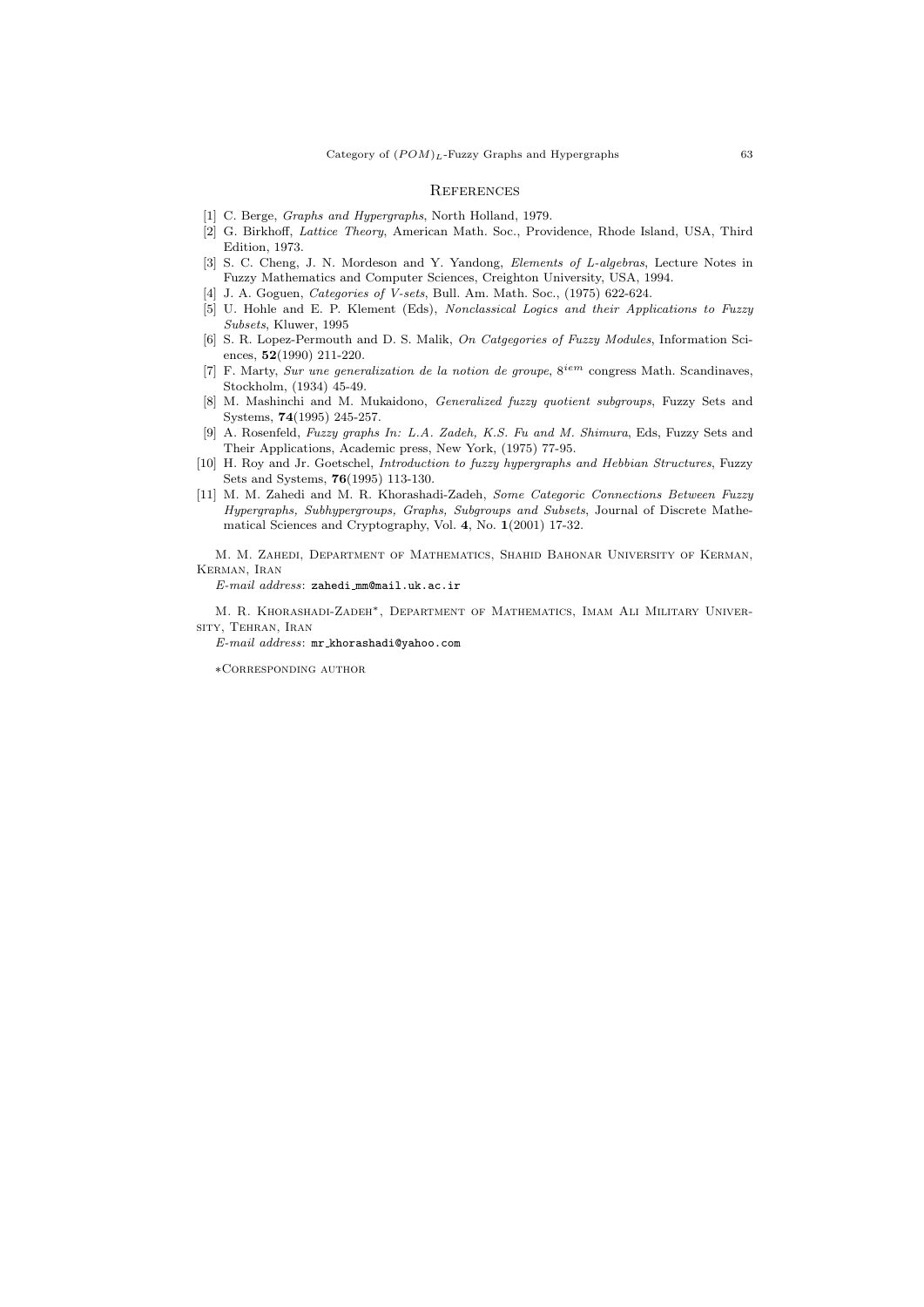## References

[1] C. Berge, *Graphs and Hypergraphs*, North Holland, 1979.

[2] G. Birkhoff, *Lattice Theory*, American Math. Soc., Providence, Rhode Island, USA, Third Edition, 1973.

[3] S. C. Cheng, J. N. Mordeson and Y. Yandong, *Elements of L-algebras*, Lecture Notes in Fuzzy Mathematics and Computer Sciences, Creighton University, USA, 1994.

[4] J. A. Goguen, *Categories of V-sets*, Bull. Am. Math. Soc., (1975) 622-624.

[5] U. Hohle and E. P. Klement (Eds), *Nonclassical Logics and their Applications to Fuzzy Subsets*, Kluwer, 1995

[6] S. R. Lopez-Permouth and D. S. Malik, *On Catgegories of Fuzzy Modules*, Information Sciences, **52**(1990) 211-220.

[7] F. Marty, *Sur une generalization de la notion de groupe*, $8^{iem}$ congress Math. Scandinaves, Stockholm, (1934) 45-49.

[8] M. Mashinchi and M. Mukaidono, *Generalized fuzzy quotient subgroups*, Fuzzy Sets and Systems, **74**(1995) 245-257.

[9] A. Rosenfeld, *Fuzzy graphs In: L.A. Zadeh, K.S. Fu and M. Shimura*, Eds, Fuzzy Sets and Their Applications, Academic press, New York, (1975) 77-95.

[10] H. Roy and Jr. Goetschel, *Introduction to fuzzy hypergraphs and Hebbian Structures*, Fuzzy Sets and Systems, **76**(1995) 113-130.

[11] M. M. Zahedi and M. R. Khorashadi-Zadeh, *Some Categoric Connections Between Fuzzy Hypergraphs, Subhypergroups, Graphs, Subgroups and Subsets*, Journal of Discrete Mathematical Sciences and Cryptography, Vol. **4**, No. **1**(2001) 17-32.

M. M. Zahedi, Department of Mathematics, Shahid Bahonar University of Kerman, Kerman, Iran

*E-mail address*: zahedi_mm@mail.uk.ac.ir

M. R. Khorashadi-Zadeh*, Department of Mathematics, Imam Ali Military University, Tehran, Iran

*E-mail address*: mr_khorashadi@yahoo.com

*Corresponding author